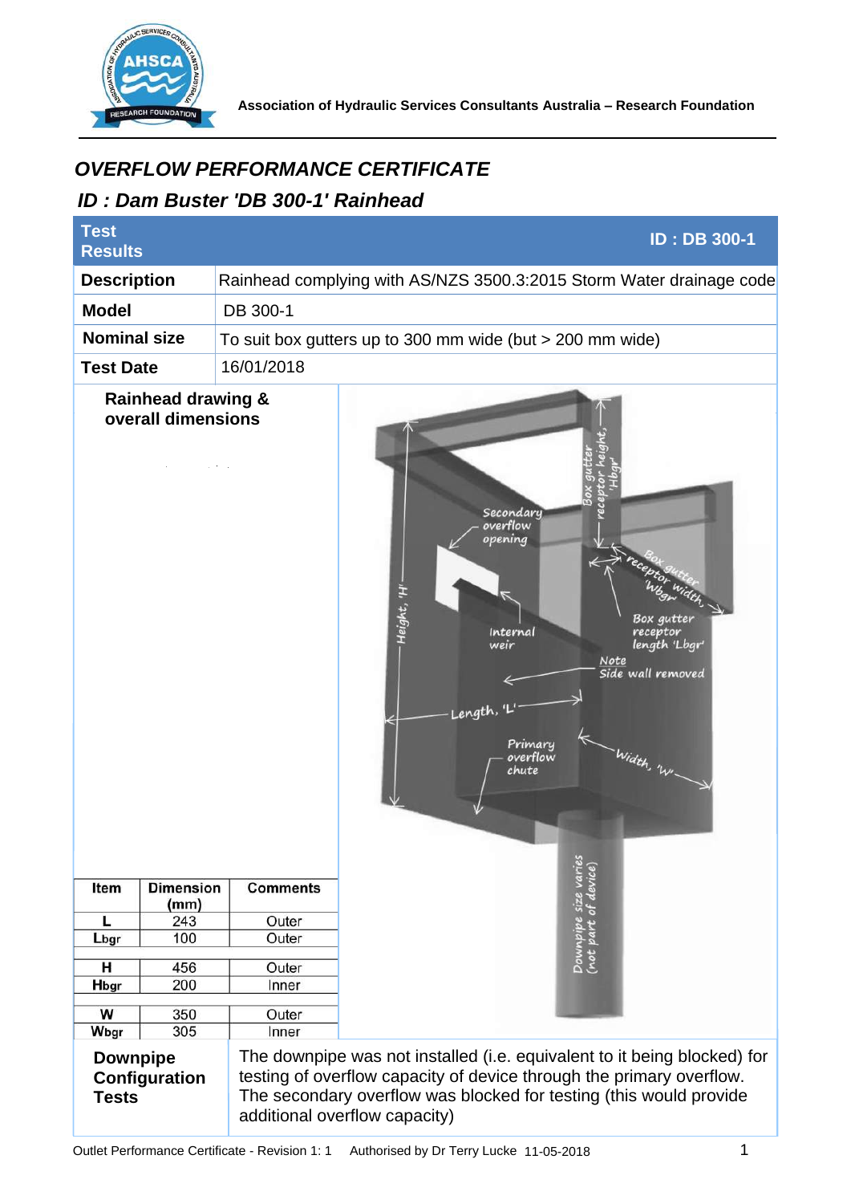Association of Hydraulic Services Consultants Australia – Research Foundation

# OVERFLOW PERFORMANCE CERTIFICATE

## ID : Dam Buster 'DB 300-1' Rainhead

| Test Results | ID : DB 300-1 |
|---|---|
| **Description** | Rainhead complying with AS/NZS 3500.3:2015 Storm Water drainage code |
| **Model** | DB 300-1 |
| **Nominal size** | To suit box gutters up to 300 mm wide (but > 200 mm wide) |
| **Test Date** | 16/01/2018 |

**Rainhead drawing & overall dimensions**

| Item | Dimension (mm) | Comments |
|---|---|---|
| L | 243 | Outer |
| Lbgr | 100 | Outer |
| | | |
| H | 456 | Outer |
| Hbgr | 200 | Inner |
| | | |
| W | 350 | Outer |
| Wbgr | 305 | Inner |

**Downpipe Configuration Tests**

The downpipe was not installed (i.e. equivalent to it being blocked) for testing of overflow capacity of device through the primary overflow. The secondary overflow was blocked for testing (this would provide additional overflow capacity)

Outlet Performance Certificate - Revision 1: 1 Authorised by Dr Terry Lucke 11-05-2018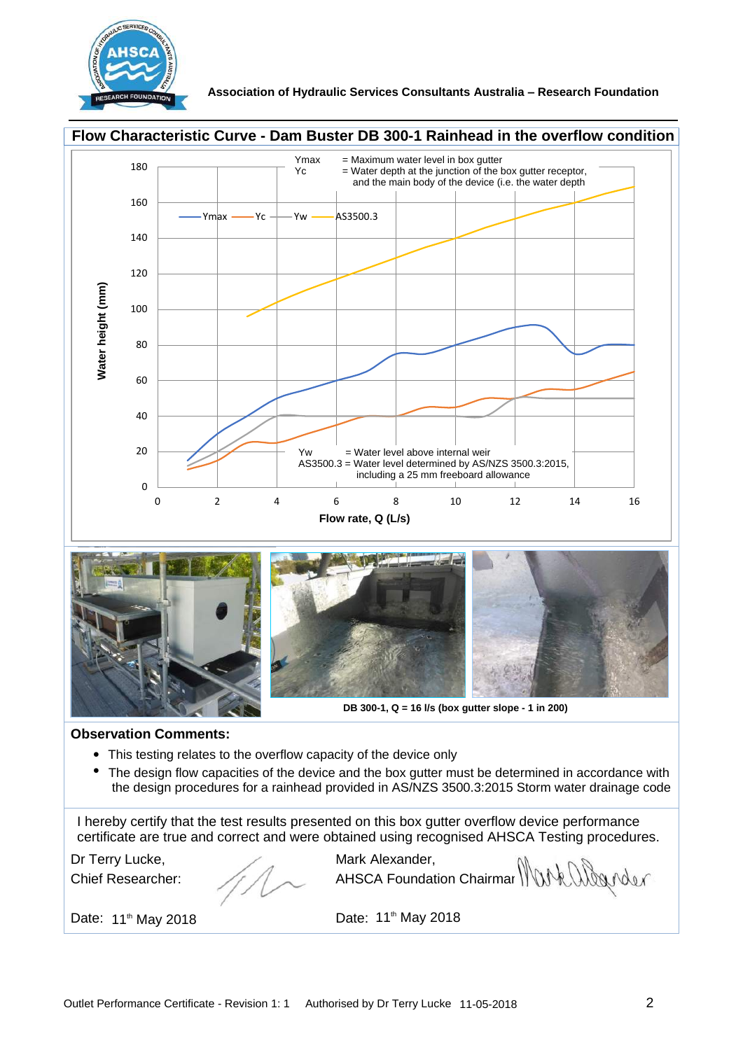Association of Hydraulic Services Consultants Australia – Research Foundation

## Flow Characteristic Curve - Dam Buster DB 300-1 Rainhead in the overflow condition

Ymax = Maximum water level in box gutter
Yc = Water depth at the junction of the box gutter receptor, and the main body of the device (i.e. the water depth

Ymax Yc Yw AS3500.3

Yw = Water level above internal weir
AS3500.3 = Water level determined by AS/NZS 3500.3:2015, including a 25 mm freeboard allowance

Water height (mm)

0 20 40 60 80 100 120 140 160 180

0 2 4 6 8 10 12 14 16

Flow rate, Q (L/s)

DB 300-1, Q = 16 l/s (box gutter slope - 1 in 200)

**Observation Comments:**

- This testing relates to the overflow capacity of the device only
- The design flow capacities of the device and the box gutter must be determined in accordance with the design procedures for a rainhead provided in AS/NZS 3500.3:2015 Storm water drainage code

I hereby certify that the test results presented on this box gutter overflow device performance certificate are true and correct and were obtained using recognised AHSCA Testing procedures.

Dr Terry Lucke,
Chief Researcher:

Date: 11th May 2018

Mark Alexander,
AHSCA Foundation Chairman

Date: 11th May 2018